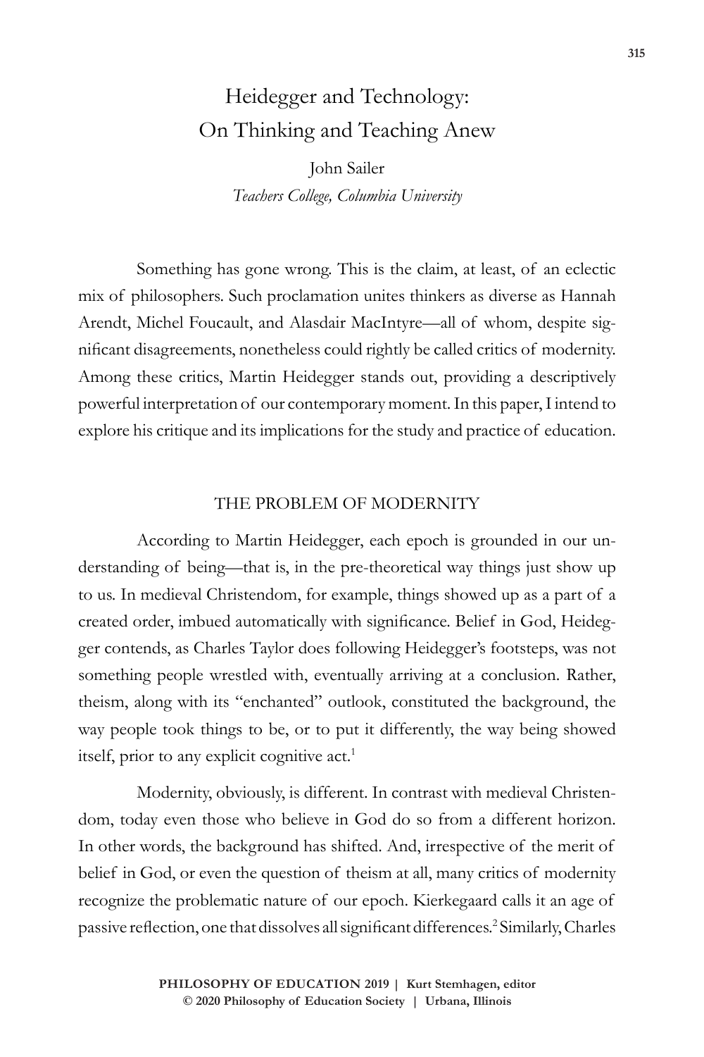# Heidegger and Technology: On Thinking and Teaching Anew

John Sailer

*Teachers College, Columbia University*

Something has gone wrong. This is the claim, at least, of an eclectic mix of philosophers. Such proclamation unites thinkers as diverse as Hannah Arendt, Michel Foucault, and Alasdair MacIntyre—all of whom, despite significant disagreements, nonetheless could rightly be called critics of modernity. Among these critics, Martin Heidegger stands out, providing a descriptively powerful interpretation of our contemporary moment. In this paper, I intend to explore his critique and its implications for the study and practice of education.

## THE PROBLEM OF MODERNITY

According to Martin Heidegger, each epoch is grounded in our understanding of being—that is, in the pre-theoretical way things just show up to us. In medieval Christendom, for example, things showed up as a part of a created order, imbued automatically with significance. Belief in God, Heidegger contends, as Charles Taylor does following Heidegger's footsteps, was not something people wrestled with, eventually arriving at a conclusion. Rather, theism, along with its "enchanted" outlook, constituted the background, the way people took things to be, or to put it differently, the way being showed itself, prior to any explicit cognitive act.[1]

Modernity, obviously, is different. In contrast with medieval Christendom, today even those who believe in God do so from a different horizon. In other words, the background has shifted. And, irrespective of the merit of belief in God, or even the question of theism at all, many critics of modernity recognize the problematic nature of our epoch. Kierkegaard calls it an age of passive reflection, one that dissolves all significant differences.[2] Similarly, Charles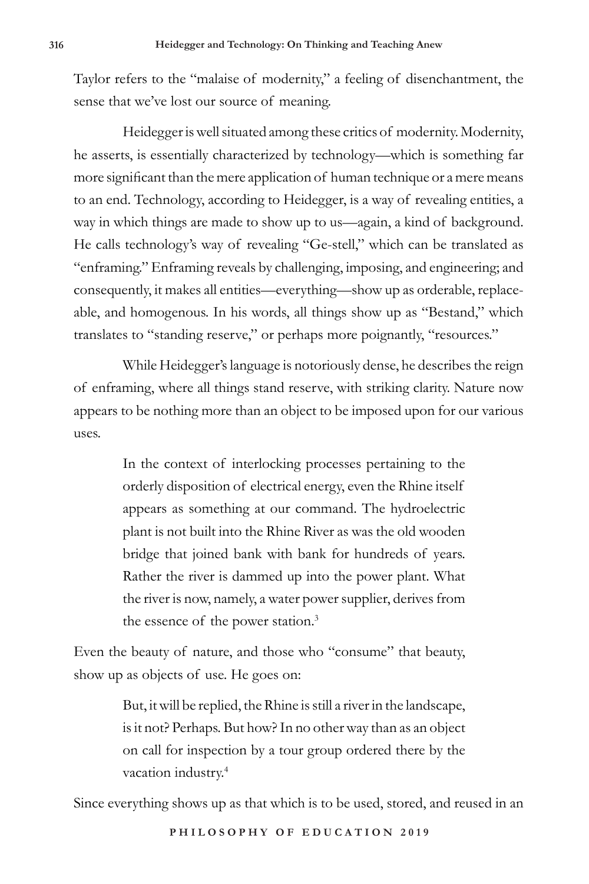Taylor refers to the "malaise of modernity," a feeling of disenchantment, the sense that we've lost our source of meaning.

Heidegger is well situated among these critics of modernity. Modernity, he asserts, is essentially characterized by technology—which is something far more significant than the mere application of human technique or a mere means to an end. Technology, according to Heidegger, is a way of revealing entities, a way in which things are made to show up to us—again, a kind of background. He calls technology's way of revealing "Ge-stell," which can be translated as "enframing." Enframing reveals by challenging, imposing, and engineering; and consequently, it makes all entities—everything—show up as orderable, replaceable, and homogenous. In his words, all things show up as "Bestand," which translates to "standing reserve," or perhaps more poignantly, "resources."

While Heidegger's language is notoriously dense, he describes the reign of enframing, where all things stand reserve, with striking clarity. Nature now appears to be nothing more than an object to be imposed upon for our various uses.

> In the context of interlocking processes pertaining to the orderly disposition of electrical energy, even the Rhine itself appears as something at our command. The hydroelectric plant is not built into the Rhine River as was the old wooden bridge that joined bank with bank for hundreds of years. Rather the river is dammed up into the power plant. What the river is now, namely, a water power supplier, derives from the essence of the power station.[3]

Even the beauty of nature, and those who "consume" that beauty, show up as objects of use. He goes on:

> But, it will be replied, the Rhine is still a river in the landscape, is it not? Perhaps. But how? In no other way than as an object on call for inspection by a tour group ordered there by the vacation industry.[4]

Since everything shows up as that which is to be used, stored, and reused in an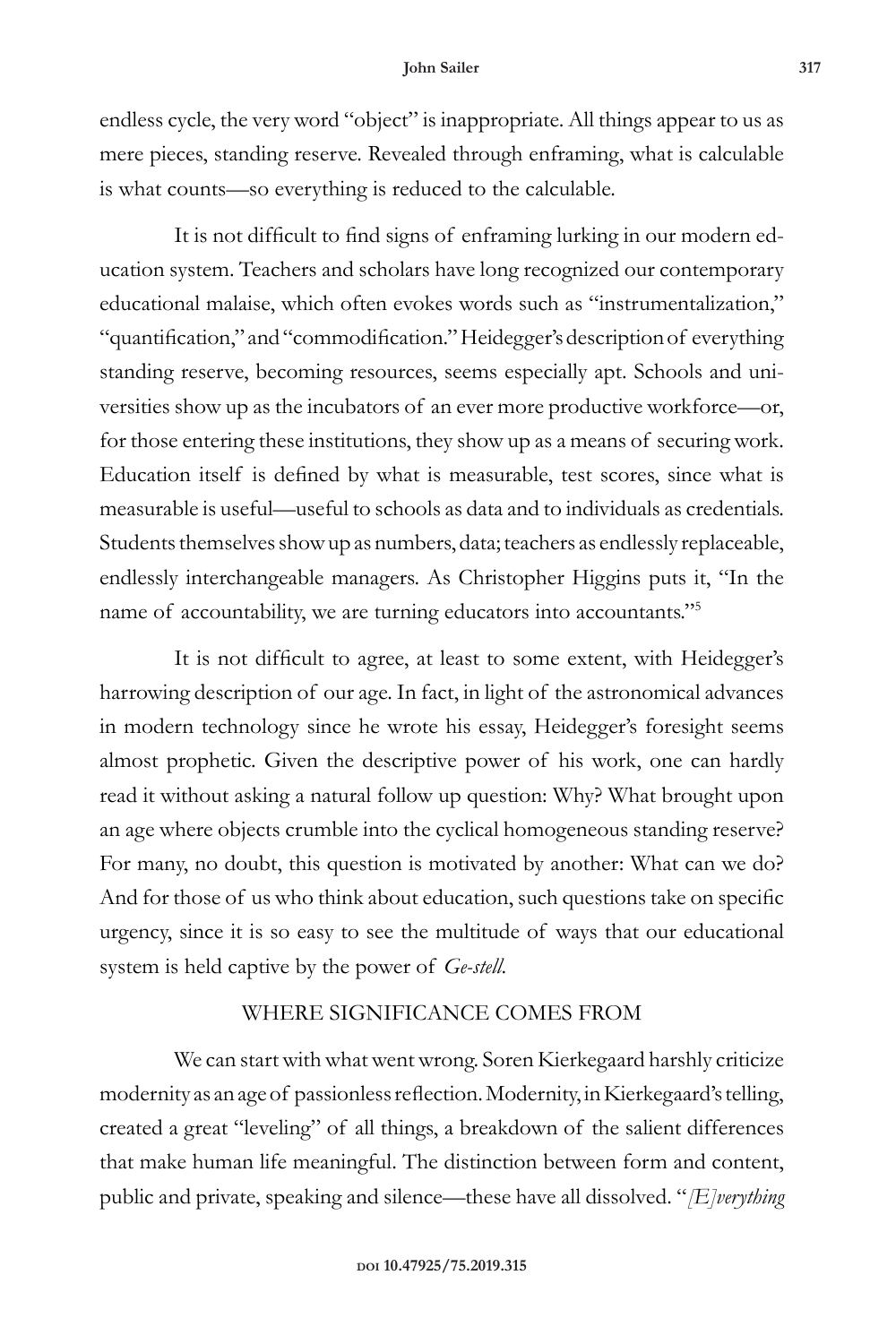endless cycle, the very word "object" is inappropriate. All things appear to us as mere pieces, standing reserve. Revealed through enframing, what is calculable is what counts—so everything is reduced to the calculable.

It is not difficult to find signs of enframing lurking in our modern education system. Teachers and scholars have long recognized our contemporary educational malaise, which often evokes words such as "instrumentalization," "quantification," and "commodification." Heidegger's description of everything standing reserve, becoming resources, seems especially apt. Schools and universities show up as the incubators of an ever more productive workforce—or, for those entering these institutions, they show up as a means of securing work. Education itself is defined by what is measurable, test scores, since what is measurable is useful—useful to schools as data and to individuals as credentials. Students themselves show up as numbers, data; teachers as endlessly replaceable, endlessly interchangeable managers. As Christopher Higgins puts it, "In the name of accountability, we are turning educators into accountants."[5]

It is not difficult to agree, at least to some extent, with Heidegger's harrowing description of our age. In fact, in light of the astronomical advances in modern technology since he wrote his essay, Heidegger's foresight seems almost prophetic. Given the descriptive power of his work, one can hardly read it without asking a natural follow up question: Why? What brought upon an age where objects crumble into the cyclical homogeneous standing reserve? For many, no doubt, this question is motivated by another: What can we do? And for those of us who think about education, such questions take on specific urgency, since it is so easy to see the multitude of ways that our educational system is held captive by the power of *Ge-stell*.

## WHERE SIGNIFICANCE COMES FROM

We can start with what went wrong. Soren Kierkegaard harshly criticize modernity as an age of passionless reflection. Modernity, in Kierkegaard's telling, created a great "leveling" of all things, a breakdown of the salient differences that make human life meaningful. The distinction between form and content, public and private, speaking and silence—these have all dissolved. "*[E]verything*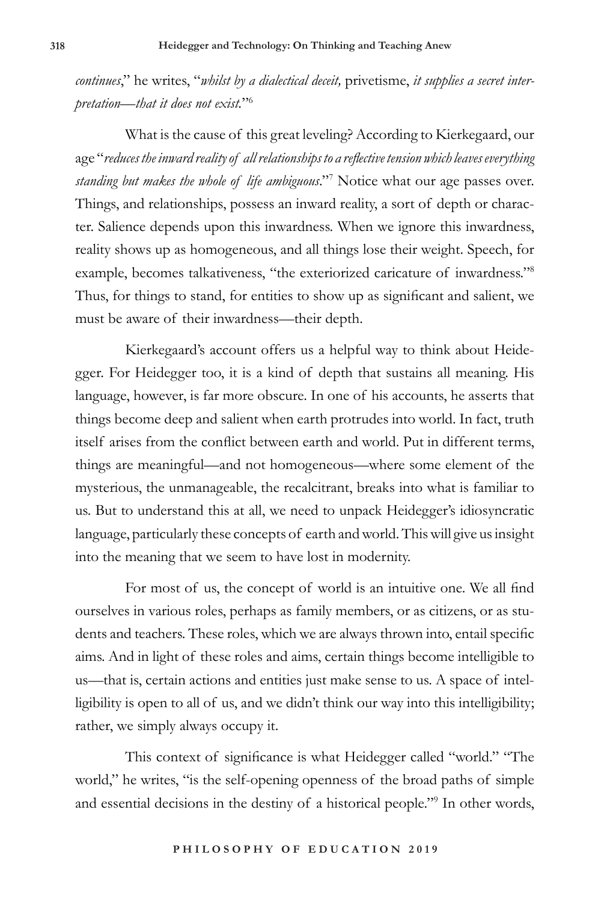*continues*," he writes, "*whilst by a dialectical deceit,* privetisme, *it supplies a secret interpretation—that it does not exist.*"[6]

What is the cause of this great leveling? According to Kierkegaard, our age "*reduces the inward reality of all relationships to a reflective tension which leaves everything standing but makes the whole of life ambiguous*."[7] Notice what our age passes over. Things, and relationships, possess an inward reality, a sort of depth or character. Salience depends upon this inwardness. When we ignore this inwardness, reality shows up as homogeneous, and all things lose their weight. Speech, for example, becomes talkativeness, "the exteriorized caricature of inwardness."[8] Thus, for things to stand, for entities to show up as significant and salient, we must be aware of their inwardness—their depth.

Kierkegaard's account offers us a helpful way to think about Heidegger. For Heidegger too, it is a kind of depth that sustains all meaning. His language, however, is far more obscure. In one of his accounts, he asserts that things become deep and salient when earth protrudes into world. In fact, truth itself arises from the conflict between earth and world. Put in different terms, things are meaningful—and not homogeneous—where some element of the mysterious, the unmanageable, the recalcitrant, breaks into what is familiar to us. But to understand this at all, we need to unpack Heidegger's idiosyncratic language, particularly these concepts of earth and world. This will give us insight into the meaning that we seem to have lost in modernity.

For most of us, the concept of world is an intuitive one. We all find ourselves in various roles, perhaps as family members, or as citizens, or as students and teachers. These roles, which we are always thrown into, entail specific aims. And in light of these roles and aims, certain things become intelligible to us—that is, certain actions and entities just make sense to us. A space of intelligibility is open to all of us, and we didn't think our way into this intelligibility; rather, we simply always occupy it.

This context of significance is what Heidegger called "world." "The world," he writes, "is the self-opening openness of the broad paths of simple and essential decisions in the destiny of a historical people."[9] In other words,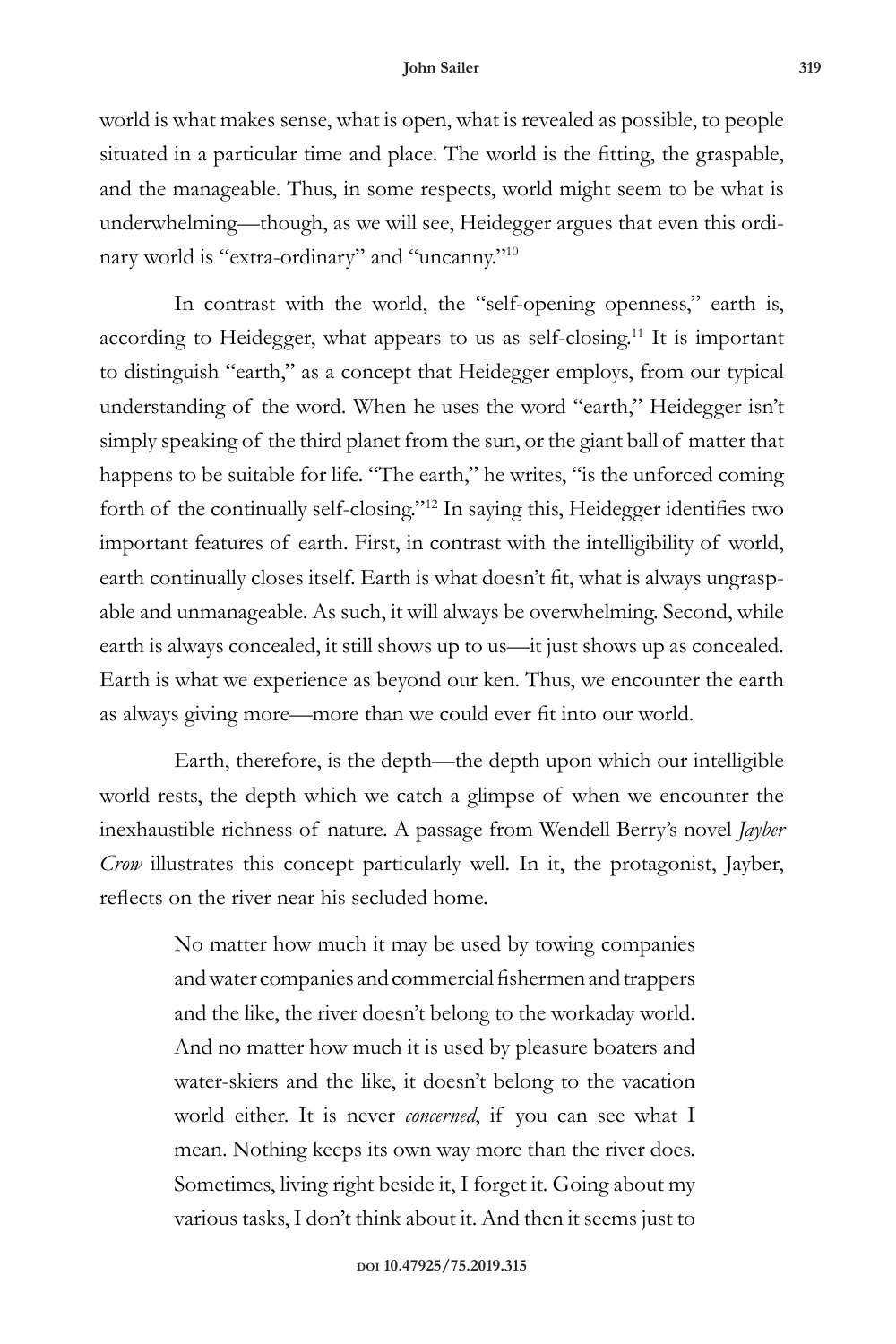world is what makes sense, what is open, what is revealed as possible, to people situated in a particular time and place. The world is the fitting, the graspable, and the manageable. Thus, in some respects, world might seem to be what is underwhelming—though, as we will see, Heidegger argues that even this ordinary world is "extra-ordinary" and "uncanny."[10]

In contrast with the world, the "self-opening openness," earth is, according to Heidegger, what appears to us as self-closing.[11] It is important to distinguish "earth," as a concept that Heidegger employs, from our typical understanding of the word. When he uses the word "earth," Heidegger isn't simply speaking of the third planet from the sun, or the giant ball of matter that happens to be suitable for life. "The earth," he writes, "is the unforced coming forth of the continually self-closing."[12] In saying this, Heidegger identifies two important features of earth. First, in contrast with the intelligibility of world, earth continually closes itself. Earth is what doesn't fit, what is always ungraspable and unmanageable. As such, it will always be overwhelming. Second, while earth is always concealed, it still shows up to us—it just shows up as concealed. Earth is what we experience as beyond our ken. Thus, we encounter the earth as always giving more—more than we could ever fit into our world.

Earth, therefore, is the depth—the depth upon which our intelligible world rests, the depth which we catch a glimpse of when we encounter the inexhaustible richness of nature. A passage from Wendell Berry's novel *Jayber Crow* illustrates this concept particularly well. In it, the protagonist, Jayber, reflects on the river near his secluded home.

> No matter how much it may be used by towing companies and water companies and commercial fishermen and trappers and the like, the river doesn't belong to the workaday world. And no matter how much it is used by pleasure boaters and water-skiers and the like, it doesn't belong to the vacation world either. It is never *concerned*, if you can see what I mean. Nothing keeps its own way more than the river does. Sometimes, living right beside it, I forget it. Going about my various tasks, I don't think about it. And then it seems just to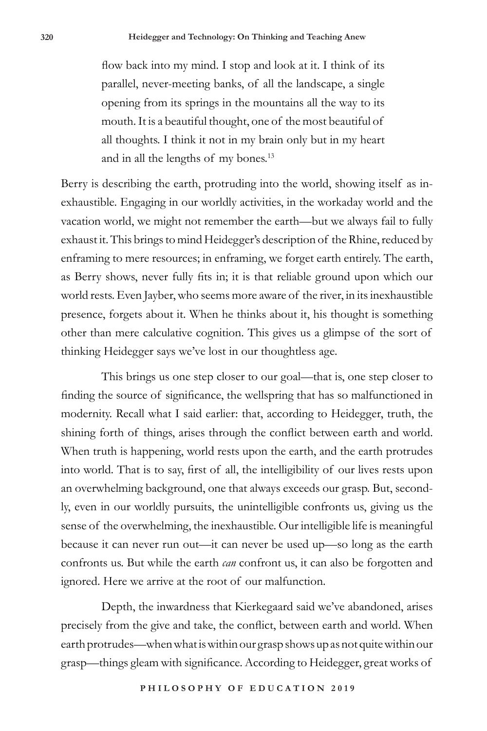> flow back into my mind. I stop and look at it. I think of its parallel, never-meeting banks, of all the landscape, a single opening from its springs in the mountains all the way to its mouth. It is a beautiful thought, one of the most beautiful of all thoughts. I think it not in my brain only but in my heart and in all the lengths of my bones.[13]

Berry is describing the earth, protruding into the world, showing itself as inexhaustible. Engaging in our worldly activities, in the workaday world and the vacation world, we might not remember the earth—but we always fail to fully exhaust it. This brings to mind Heidegger's description of the Rhine, reduced by enframing to mere resources; in enframing, we forget earth entirely. The earth, as Berry shows, never fully fits in; it is that reliable ground upon which our world rests. Even Jayber, who seems more aware of the river, in its inexhaustible presence, forgets about it. When he thinks about it, his thought is something other than mere calculative cognition. This gives us a glimpse of the sort of thinking Heidegger says we've lost in our thoughtless age.

This brings us one step closer to our goal—that is, one step closer to finding the source of significance, the wellspring that has so malfunctioned in modernity. Recall what I said earlier: that, according to Heidegger, truth, the shining forth of things, arises through the conflict between earth and world. When truth is happening, world rests upon the earth, and the earth protrudes into world. That is to say, first of all, the intelligibility of our lives rests upon an overwhelming background, one that always exceeds our grasp. But, secondly, even in our worldly pursuits, the unintelligible confronts us, giving us the sense of the overwhelming, the inexhaustible. Our intelligible life is meaningful because it can never run out—it can never be used up—so long as the earth confronts us. But while the earth *can* confront us, it can also be forgotten and ignored. Here we arrive at the root of our malfunction.

Depth, the inwardness that Kierkegaard said we've abandoned, arises precisely from the give and take, the conflict, between earth and world. When earth protrudes—when what is within our grasp shows up as not quite within our grasp—things gleam with significance. According to Heidegger, great works of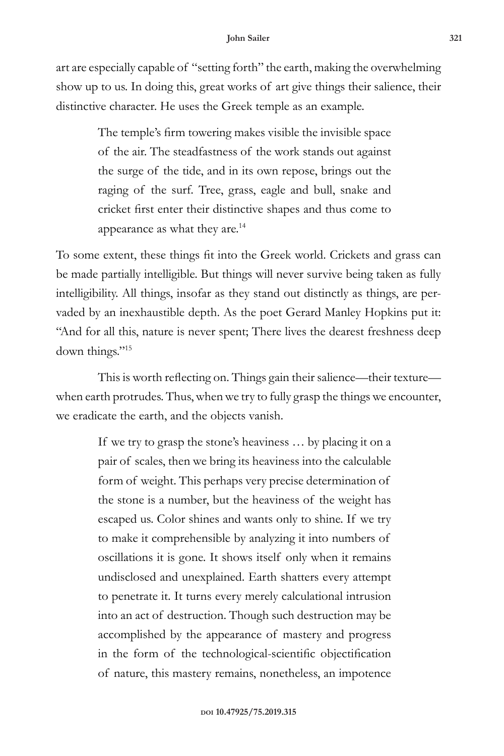art are especially capable of "setting forth" the earth, making the overwhelming show up to us. In doing this, great works of art give things their salience, their distinctive character. He uses the Greek temple as an example.

> The temple's firm towering makes visible the invisible space of the air. The steadfastness of the work stands out against the surge of the tide, and in its own repose, brings out the raging of the surf. Tree, grass, eagle and bull, snake and cricket first enter their distinctive shapes and thus come to appearance as what they are.[14]

To some extent, these things fit into the Greek world. Crickets and grass can be made partially intelligible. But things will never survive being taken as fully intelligibility. All things, insofar as they stand out distinctly as things, are pervaded by an inexhaustible depth. As the poet Gerard Manley Hopkins put it: "And for all this, nature is never spent; There lives the dearest freshness deep down things."[15]

This is worth reflecting on. Things gain their salience—their texture—when earth protrudes. Thus, when we try to fully grasp the things we encounter, we eradicate the earth, and the objects vanish.

> If we try to grasp the stone's heaviness … by placing it on a pair of scales, then we bring its heaviness into the calculable form of weight. This perhaps very precise determination of the stone is a number, but the heaviness of the weight has escaped us. Color shines and wants only to shine. If we try to make it comprehensible by analyzing it into numbers of oscillations it is gone. It shows itself only when it remains undisclosed and unexplained. Earth shatters every attempt to penetrate it. It turns every merely calculational intrusion into an act of destruction. Though such destruction may be accomplished by the appearance of mastery and progress in the form of the technological-scientific objectification of nature, this mastery remains, nonetheless, an impotence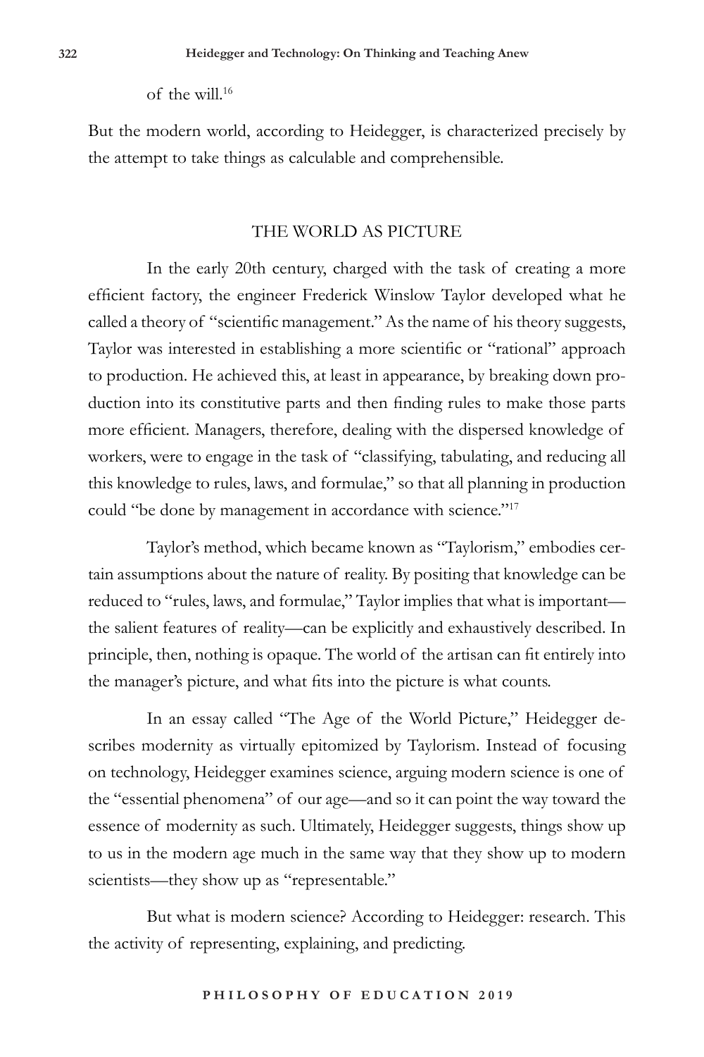of the will.[16]

But the modern world, according to Heidegger, is characterized precisely by the attempt to take things as calculable and comprehensible.

## THE WORLD AS PICTURE

In the early 20th century, charged with the task of creating a more efficient factory, the engineer Frederick Winslow Taylor developed what he called a theory of "scientific management." As the name of his theory suggests, Taylor was interested in establishing a more scientific or "rational" approach to production. He achieved this, at least in appearance, by breaking down production into its constitutive parts and then finding rules to make those parts more efficient. Managers, therefore, dealing with the dispersed knowledge of workers, were to engage in the task of "classifying, tabulating, and reducing all this knowledge to rules, laws, and formulae," so that all planning in production could "be done by management in accordance with science."[17]

Taylor's method, which became known as "Taylorism," embodies certain assumptions about the nature of reality. By positing that knowledge can be reduced to "rules, laws, and formulae," Taylor implies that what is important—the salient features of reality—can be explicitly and exhaustively described. In principle, then, nothing is opaque. The world of the artisan can fit entirely into the manager's picture, and what fits into the picture is what counts.

In an essay called "The Age of the World Picture," Heidegger describes modernity as virtually epitomized by Taylorism. Instead of focusing on technology, Heidegger examines science, arguing modern science is one of the "essential phenomena" of our age—and so it can point the way toward the essence of modernity as such. Ultimately, Heidegger suggests, things show up to us in the modern age much in the same way that they show up to modern scientists—they show up as "representable."

But what is modern science? According to Heidegger: research. This the activity of representing, explaining, and predicting.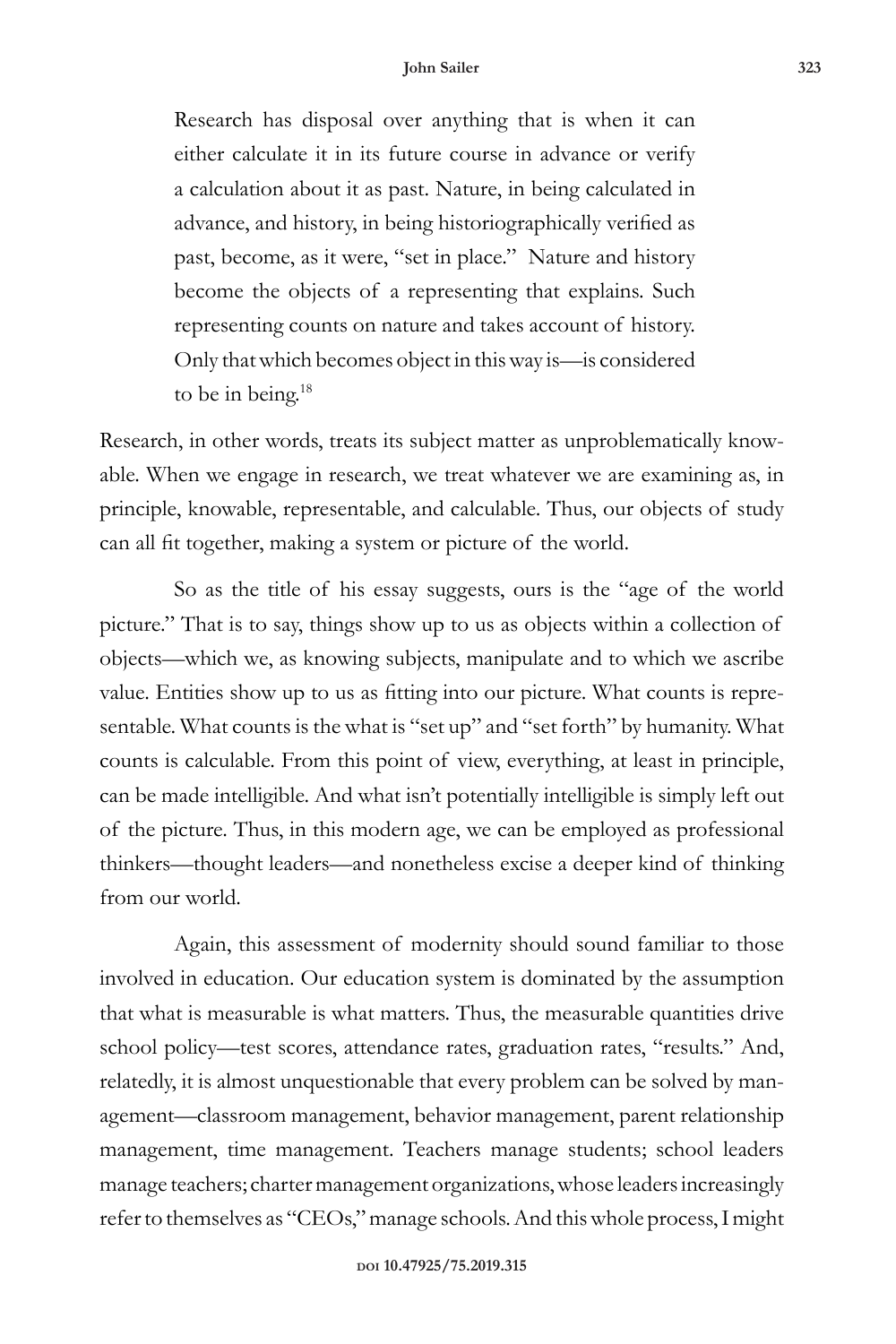> Research has disposal over anything that is when it can either calculate it in its future course in advance or verify a calculation about it as past. Nature, in being calculated in advance, and history, in being historiographically verified as past, become, as it were, "set in place." Nature and history become the objects of a representing that explains. Such representing counts on nature and takes account of history. Only that which becomes object in this way is—is considered to be in being.[18]

Research, in other words, treats its subject matter as unproblematically knowable. When we engage in research, we treat whatever we are examining as, in principle, knowable, representable, and calculable. Thus, our objects of study can all fit together, making a system or picture of the world.

So as the title of his essay suggests, ours is the "age of the world picture." That is to say, things show up to us as objects within a collection of objects—which we, as knowing subjects, manipulate and to which we ascribe value. Entities show up to us as fitting into our picture. What counts is representable. What counts is the what is "set up" and "set forth" by humanity. What counts is calculable. From this point of view, everything, at least in principle, can be made intelligible. And what isn't potentially intelligible is simply left out of the picture. Thus, in this modern age, we can be employed as professional thinkers—thought leaders—and nonetheless excise a deeper kind of thinking from our world.

Again, this assessment of modernity should sound familiar to those involved in education. Our education system is dominated by the assumption that what is measurable is what matters. Thus, the measurable quantities drive school policy—test scores, attendance rates, graduation rates, "results." And, relatedly, it is almost unquestionable that every problem can be solved by management—classroom management, behavior management, parent relationship management, time management. Teachers manage students; school leaders manage teachers; charter management organizations, whose leaders increasingly refer to themselves as "CEOs," manage schools. And this whole process, I might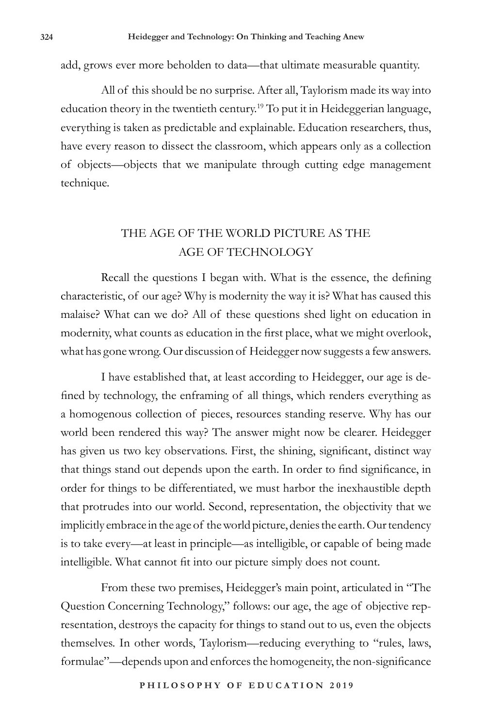add, grows ever more beholden to data—that ultimate measurable quantity.

All of this should be no surprise. After all, Taylorism made its way into education theory in the twentieth century.[19] To put it in Heideggerian language, everything is taken as predictable and explainable. Education researchers, thus, have every reason to dissect the classroom, which appears only as a collection of objects—objects that we manipulate through cutting edge management technique.

## THE AGE OF THE WORLD PICTURE AS THE AGE OF TECHNOLOGY

Recall the questions I began with. What is the essence, the defining characteristic, of our age? Why is modernity the way it is? What has caused this malaise? What can we do? All of these questions shed light on education in modernity, what counts as education in the first place, what we might overlook, what has gone wrong. Our discussion of Heidegger now suggests a few answers.

I have established that, at least according to Heidegger, our age is defined by technology, the enframing of all things, which renders everything as a homogenous collection of pieces, resources standing reserve. Why has our world been rendered this way? The answer might now be clearer. Heidegger has given us two key observations. First, the shining, significant, distinct way that things stand out depends upon the earth. In order to find significance, in order for things to be differentiated, we must harbor the inexhaustible depth that protrudes into our world. Second, representation, the objectivity that we implicitly embrace in the age of the world picture, denies the earth. Our tendency is to take every—at least in principle—as intelligible, or capable of being made intelligible. What cannot fit into our picture simply does not count.

From these two premises, Heidegger's main point, articulated in "The Question Concerning Technology," follows: our age, the age of objective representation, destroys the capacity for things to stand out to us, even the objects themselves. In other words, Taylorism—reducing everything to "rules, laws, formulae"—depends upon and enforces the homogeneity, the non-significance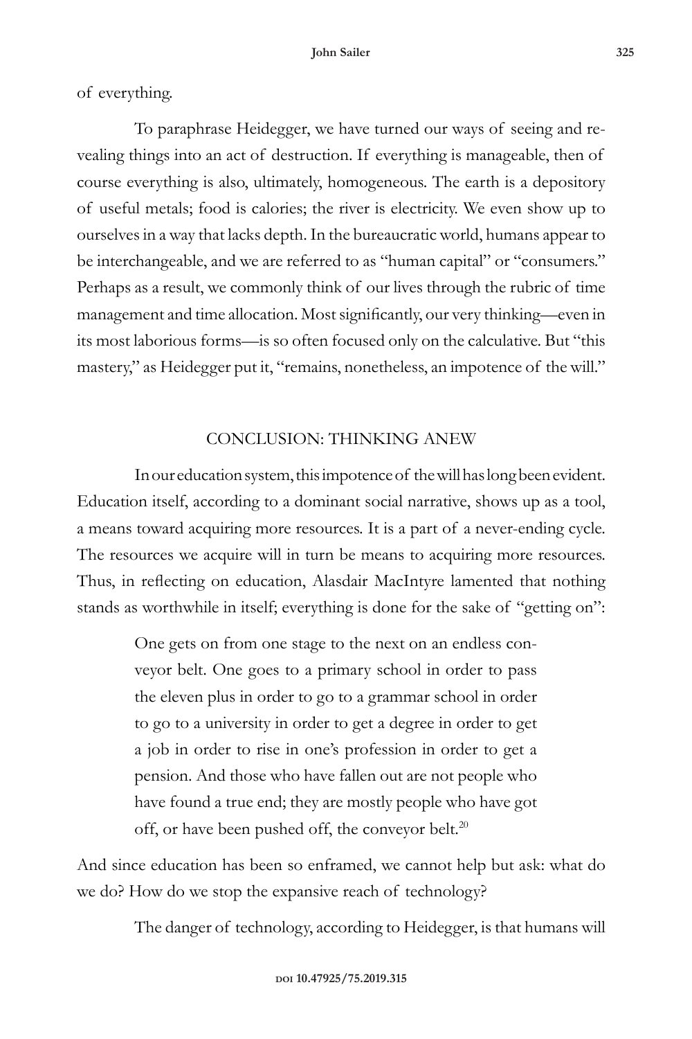of everything.

To paraphrase Heidegger, we have turned our ways of seeing and revealing things into an act of destruction. If everything is manageable, then of course everything is also, ultimately, homogeneous. The earth is a depository of useful metals; food is calories; the river is electricity. We even show up to ourselves in a way that lacks depth. In the bureaucratic world, humans appear to be interchangeable, and we are referred to as "human capital" or "consumers." Perhaps as a result, we commonly think of our lives through the rubric of time management and time allocation. Most significantly, our very thinking—even in its most laborious forms—is so often focused only on the calculative. But "this mastery," as Heidegger put it, "remains, nonetheless, an impotence of the will."

## CONCLUSION: THINKING ANEW

In our education system, this impotence of the will has long been evident. Education itself, according to a dominant social narrative, shows up as a tool, a means toward acquiring more resources. It is a part of a never-ending cycle. The resources we acquire will in turn be means to acquiring more resources. Thus, in reflecting on education, Alasdair MacIntyre lamented that nothing stands as worthwhile in itself; everything is done for the sake of "getting on":

> One gets on from one stage to the next on an endless conveyor belt. One goes to a primary school in order to pass the eleven plus in order to go to a grammar school in order to go to a university in order to get a degree in order to get a job in order to rise in one's profession in order to get a pension. And those who have fallen out are not people who have found a true end; they are mostly people who have got off, or have been pushed off, the conveyor belt.[20]

And since education has been so enframed, we cannot help but ask: what do we do? How do we stop the expansive reach of technology?

The danger of technology, according to Heidegger, is that humans will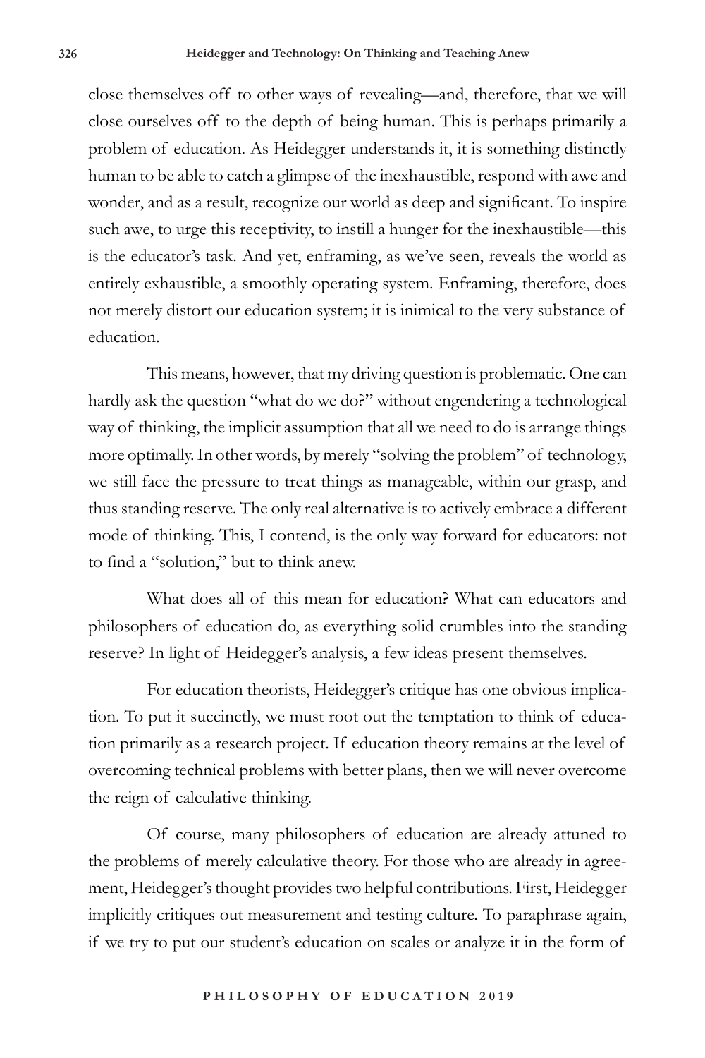close themselves off to other ways of revealing—and, therefore, that we will close ourselves off to the depth of being human. This is perhaps primarily a problem of education. As Heidegger understands it, it is something distinctly human to be able to catch a glimpse of the inexhaustible, respond with awe and wonder, and as a result, recognize our world as deep and significant. To inspire such awe, to urge this receptivity, to instill a hunger for the inexhaustible—this is the educator's task. And yet, enframing, as we've seen, reveals the world as entirely exhaustible, a smoothly operating system. Enframing, therefore, does not merely distort our education system; it is inimical to the very substance of education.

This means, however, that my driving question is problematic. One can hardly ask the question "what do we do?" without engendering a technological way of thinking, the implicit assumption that all we need to do is arrange things more optimally. In other words, by merely "solving the problem" of technology, we still face the pressure to treat things as manageable, within our grasp, and thus standing reserve. The only real alternative is to actively embrace a different mode of thinking. This, I contend, is the only way forward for educators: not to find a "solution," but to think anew.

What does all of this mean for education? What can educators and philosophers of education do, as everything solid crumbles into the standing reserve? In light of Heidegger's analysis, a few ideas present themselves.

For education theorists, Heidegger's critique has one obvious implication. To put it succinctly, we must root out the temptation to think of education primarily as a research project. If education theory remains at the level of overcoming technical problems with better plans, then we will never overcome the reign of calculative thinking.

Of course, many philosophers of education are already attuned to the problems of merely calculative theory. For those who are already in agreement, Heidegger's thought provides two helpful contributions. First, Heidegger implicitly critiques out measurement and testing culture. To paraphrase again, if we try to put our student's education on scales or analyze it in the form of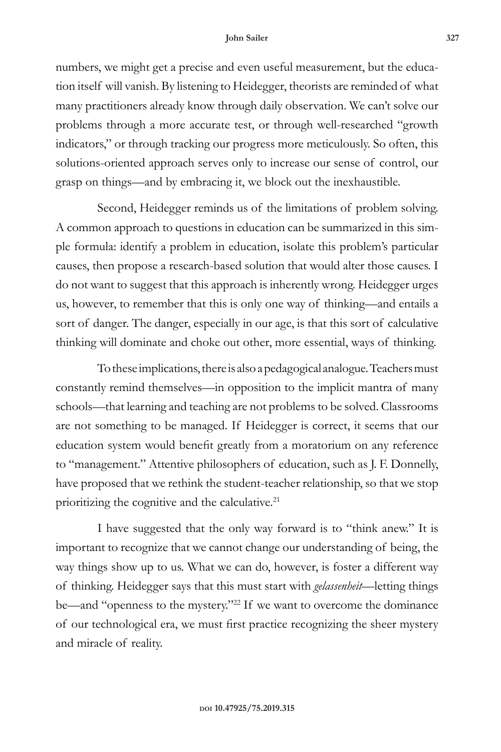numbers, we might get a precise and even useful measurement, but the education itself will vanish. By listening to Heidegger, theorists are reminded of what many practitioners already know through daily observation. We can't solve our problems through a more accurate test, or through well-researched "growth indicators," or through tracking our progress more meticulously. So often, this solutions-oriented approach serves only to increase our sense of control, our grasp on things—and by embracing it, we block out the inexhaustible.

Second, Heidegger reminds us of the limitations of problem solving. A common approach to questions in education can be summarized in this simple formula: identify a problem in education, isolate this problem's particular causes, then propose a research-based solution that would alter those causes. I do not want to suggest that this approach is inherently wrong. Heidegger urges us, however, to remember that this is only one way of thinking—and entails a sort of danger. The danger, especially in our age, is that this sort of calculative thinking will dominate and choke out other, more essential, ways of thinking.

To these implications, there is also a pedagogical analogue. Teachers must constantly remind themselves—in opposition to the implicit mantra of many schools—that learning and teaching are not problems to be solved. Classrooms are not something to be managed. If Heidegger is correct, it seems that our education system would benefit greatly from a moratorium on any reference to "management." Attentive philosophers of education, such as J. F. Donnelly, have proposed that we rethink the student-teacher relationship, so that we stop prioritizing the cognitive and the calculative.[21]

I have suggested that the only way forward is to "think anew." It is important to recognize that we cannot change our understanding of being, the way things show up to us. What we can do, however, is foster a different way of thinking. Heidegger says that this must start with *gelassenheit*—letting things be—and "openness to the mystery."[22] If we want to overcome the dominance of our technological era, we must first practice recognizing the sheer mystery and miracle of reality.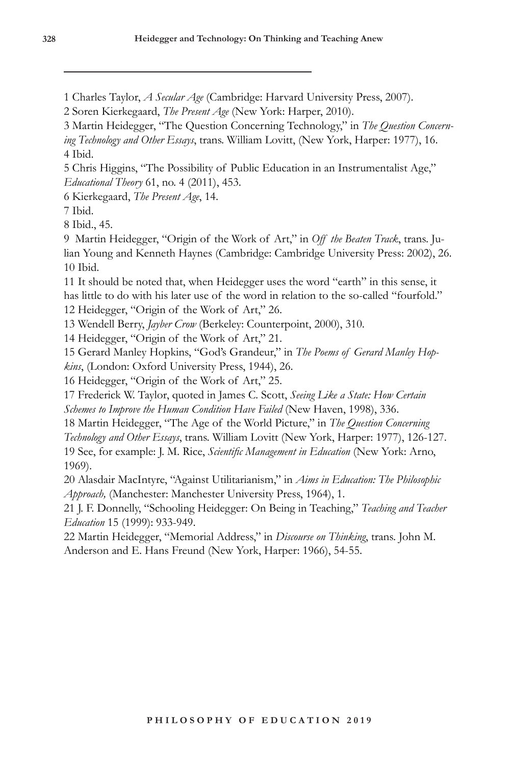1 Charles Taylor, *A Secular Age* (Cambridge: Harvard University Press, 2007).

2 Soren Kierkegaard, *The Present Age* (New York: Harper, 2010).

3 Martin Heidegger, "The Question Concerning Technology," in *The Question Concerning Technology and Other Essays*, trans. William Lovitt, (New York, Harper: 1977), 16.

4 Ibid.

5 Chris Higgins, "The Possibility of Public Education in an Instrumentalist Age," *Educational Theory* 61, no. 4 (2011), 453.

6 Kierkegaard, *The Present Age*, 14.

7 Ibid.

8 Ibid., 45.

9 Martin Heidegger, "Origin of the Work of Art," in *Off the Beaten Track*, trans. Julian Young and Kenneth Haynes (Cambridge: Cambridge University Press: 2002), 26.

10 Ibid.

11 It should be noted that, when Heidegger uses the word "earth" in this sense, it has little to do with his later use of the word in relation to the so-called "fourfold."

12 Heidegger, "Origin of the Work of Art," 26.

13 Wendell Berry, *Jayber Crow* (Berkeley: Counterpoint, 2000), 310.

14 Heidegger, "Origin of the Work of Art," 21.

15 Gerard Manley Hopkins, "God's Grandeur," in *The Poems of Gerard Manley Hopkins*, (London: Oxford University Press, 1944), 26.

16 Heidegger, "Origin of the Work of Art," 25.

17 Frederick W. Taylor, quoted in James C. Scott, *Seeing Like a State: How Certain Schemes to Improve the Human Condition Have Failed* (New Haven, 1998), 336.

18 Martin Heidegger, "The Age of the World Picture," in *The Question Concerning Technology and Other Essays*, trans. William Lovitt (New York, Harper: 1977), 126-127.

19 See, for example: J. M. Rice, *Scientific Management in Education* (New York: Arno, 1969).

20 Alasdair MacIntyre, "Against Utilitarianism," in *Aims in Education: The Philosophic Approach,* (Manchester: Manchester University Press, 1964), 1.

21 J. F. Donnelly, "Schooling Heidegger: On Being in Teaching," *Teaching and Teacher Education* 15 (1999): 933-949.

22 Martin Heidegger, "Memorial Address," in *Discourse on Thinking*, trans. John M. Anderson and E. Hans Freund (New York, Harper: 1966), 54-55.